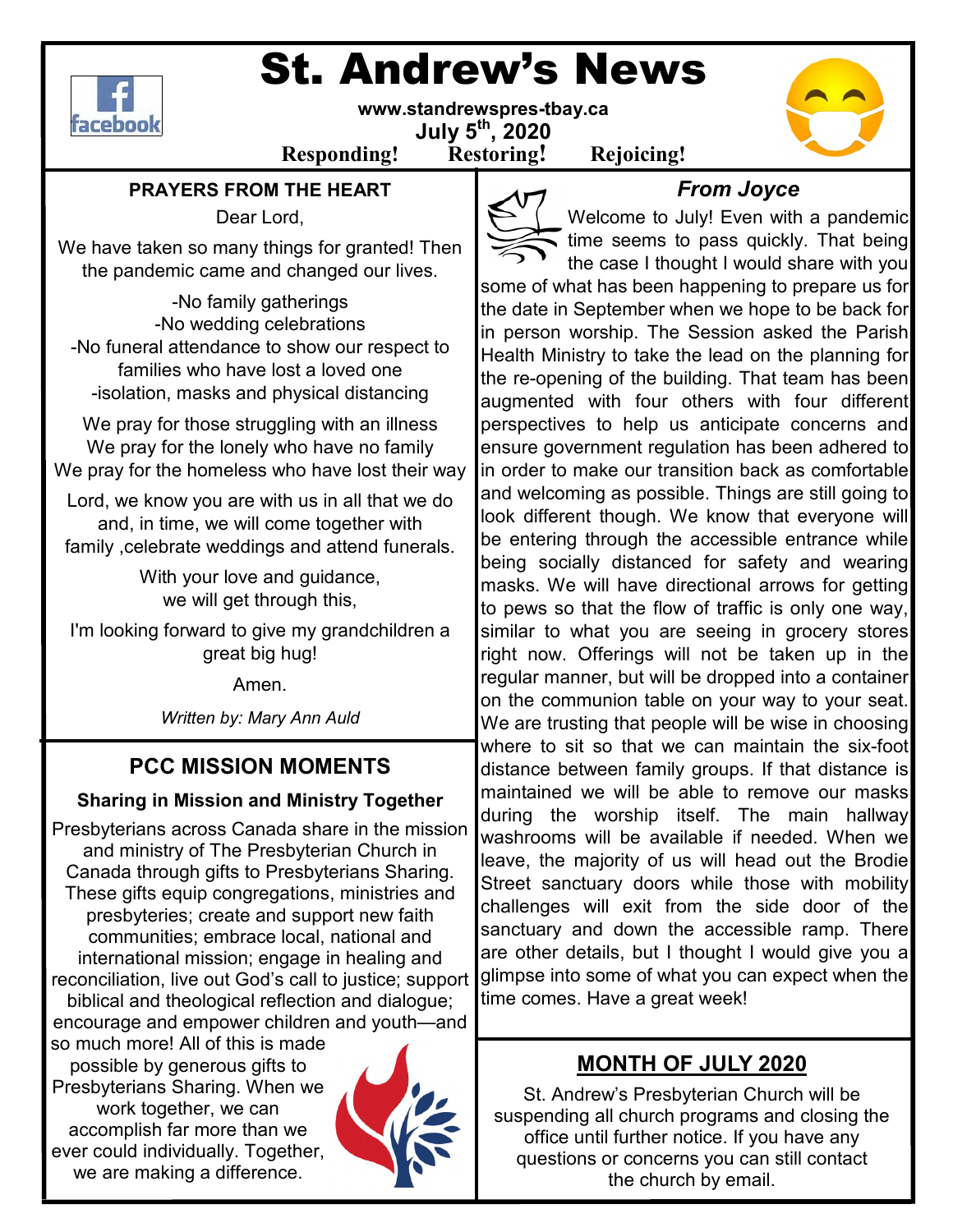# St. Andrew's News

**www.standrewspres-tbay.ca**

**July 5th, 2020**

**Responding! Restoring! Rejoicing!**

## PRAYERS FROM THE HEART

Dear Lord,

We have taken so many things for granted! Then the pandemic came and changed our lives.

-No family gatherings
-No wedding celebrations
-No funeral attendance to show our respect to families who have lost a loved one
-isolation, masks and physical distancing

We pray for those struggling with an illness
We pray for the lonely who have no family
We pray for the homeless who have lost their way

Lord, we know you are with us in all that we do and, in time, we will come together with family ,celebrate weddings and attend funerals.

With your love and guidance, we will get through this,

I'm looking forward to give my grandchildren a great big hug!

Amen.

*Written by: Mary Ann Auld*

## PCC MISSION MOMENTS

### Sharing in Mission and Ministry Together

Presbyterians across Canada share in the mission and ministry of The Presbyterian Church in Canada through gifts to Presbyterians Sharing. These gifts equip congregations, ministries and presbyteries; create and support new faith communities; embrace local, national and international mission; engage in healing and reconciliation, live out God's call to justice; support biblical and theological reflection and dialogue; encourage and empower children and youth—and so much more! All of this is made possible by generous gifts to Presbyterians Sharing. When we work together, we can accomplish far more than we ever could individually. Together, we are making a difference.

## *From Joyce*

Welcome to July! Even with a pandemic time seems to pass quickly. That being the case I thought I would share with you some of what has been happening to prepare us for the date in September when we hope to be back for in person worship. The Session asked the Parish Health Ministry to take the lead on the planning for the re-opening of the building. That team has been augmented with four others with four different perspectives to help us anticipate concerns and ensure government regulation has been adhered to in order to make our transition back as comfortable and welcoming as possible. Things are still going to look different though. We know that everyone will be entering through the accessible entrance while being socially distanced for safety and wearing masks. We will have directional arrows for getting to pews so that the flow of traffic is only one way, similar to what you are seeing in grocery stores right now. Offerings will not be taken up in the regular manner, but will be dropped into a container on the communion table on your way to your seat. We are trusting that people will be wise in choosing where to sit so that we can maintain the six-foot distance between family groups. If that distance is maintained we will be able to remove our masks during the worship itself. The main hallway washrooms will be available if needed. When we leave, the majority of us will head out the Brodie Street sanctuary doors while those with mobility challenges will exit from the side door of the sanctuary and down the accessible ramp. There are other details, but I thought I would give you a glimpse into some of what you can expect when the time comes. Have a great week!

## MONTH OF JULY 2020

St. Andrew's Presbyterian Church will be suspending all church programs and closing the office until further notice. If you have any questions or concerns you can still contact the church by email.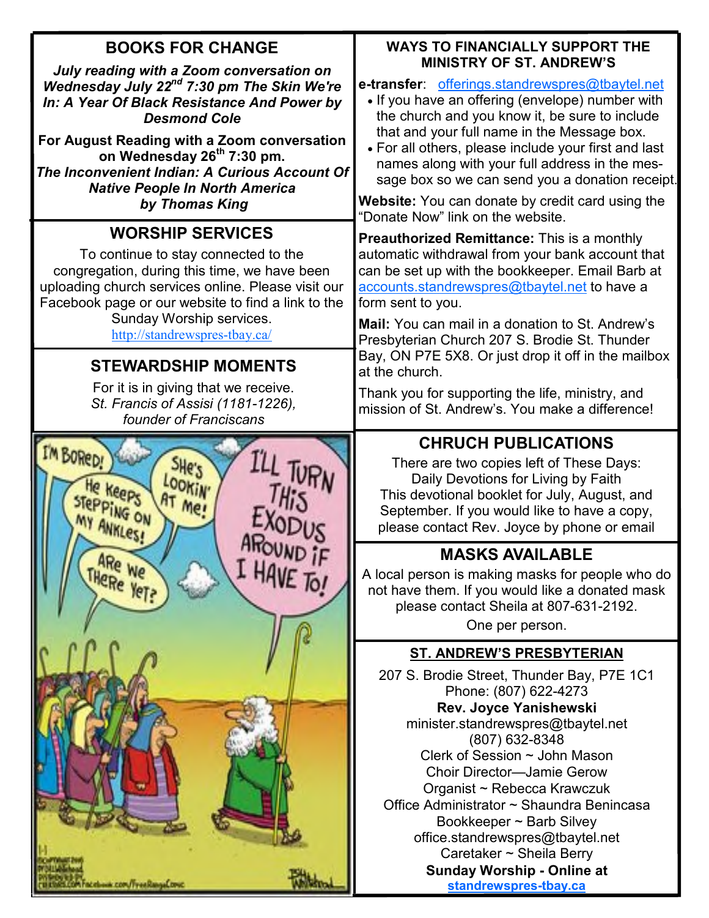## BOOKS FOR CHANGE

***July reading with a Zoom conversation on Wednesday July 22nd 7:30 pm The Skin We're In: A Year Of Black Resistance And Power by Desmond Cole***

**For August Reading with a Zoom conversation on Wednesday 26th 7:30 pm.**
***The Inconvenient Indian: A Curious Account Of Native People In North America by Thomas King***

## WORSHIP SERVICES

To continue to stay connected to the congregation, during this time, we have been uploading church services online. Please visit our Facebook page or our website to find a link to the Sunday Worship services.
http://standrewspres-tbay.ca/

## STEWARDSHIP MOMENTS

For it is in giving that we receive.
*St. Francis of Assisi (1181-1226), founder of Franciscans*

## WAYS TO FINANCIALLY SUPPORT THE MINISTRY OF ST. ANDREW'S

**e-transfer**: offerings.standrewspres@tbaytel.net

- If you have an offering (envelope) number with the church and you know it, be sure to include that and your full name in the Message box.
- For all others, please include your first and last names along with your full address in the message box so we can send you a donation receipt.

**Website:** You can donate by credit card using the "Donate Now" link on the website.

**Preauthorized Remittance:** This is a monthly automatic withdrawal from your bank account that can be set up with the bookkeeper. Email Barb at accounts.standrewspres@tbaytel.net to have a form sent to you.

**Mail:** You can mail in a donation to St. Andrew's Presbyterian Church 207 S. Brodie St. Thunder Bay, ON P7E 5X8. Or just drop it off in the mailbox at the church.

Thank you for supporting the life, ministry, and mission of St. Andrew's. You make a difference!

## CHRUCH PUBLICATIONS

There are two copies left of These Days: Daily Devotions for Living by Faith
This devotional booklet for July, August, and September. If you would like to have a copy, please contact Rev. Joyce by phone or email

## MASKS AVAILABLE

A local person is making masks for people who do not have them. If you would like a donated mask please contact Sheila at 807-631-2192.

One per person.

## ST. ANDREW'S PRESBYTERIAN

207 S. Brodie Street, Thunder Bay, P7E 1C1
Phone: (807) 622-4273
**Rev. Joyce Yanishewski**
minister.standrewspres@tbaytel.net
(807) 632-8348
Clerk of Session ~ John Mason
Choir Director—Jamie Gerow
Organist ~ Rebecca Krawczuk
Office Administrator ~ Shaundra Benincasa
Bookkeeper ~ Barb Silvey
office.standrewspres@tbaytel.net
Caretaker ~ Sheila Berry
**Sunday Worship - Online at**
**standrewspres-tbay.ca**